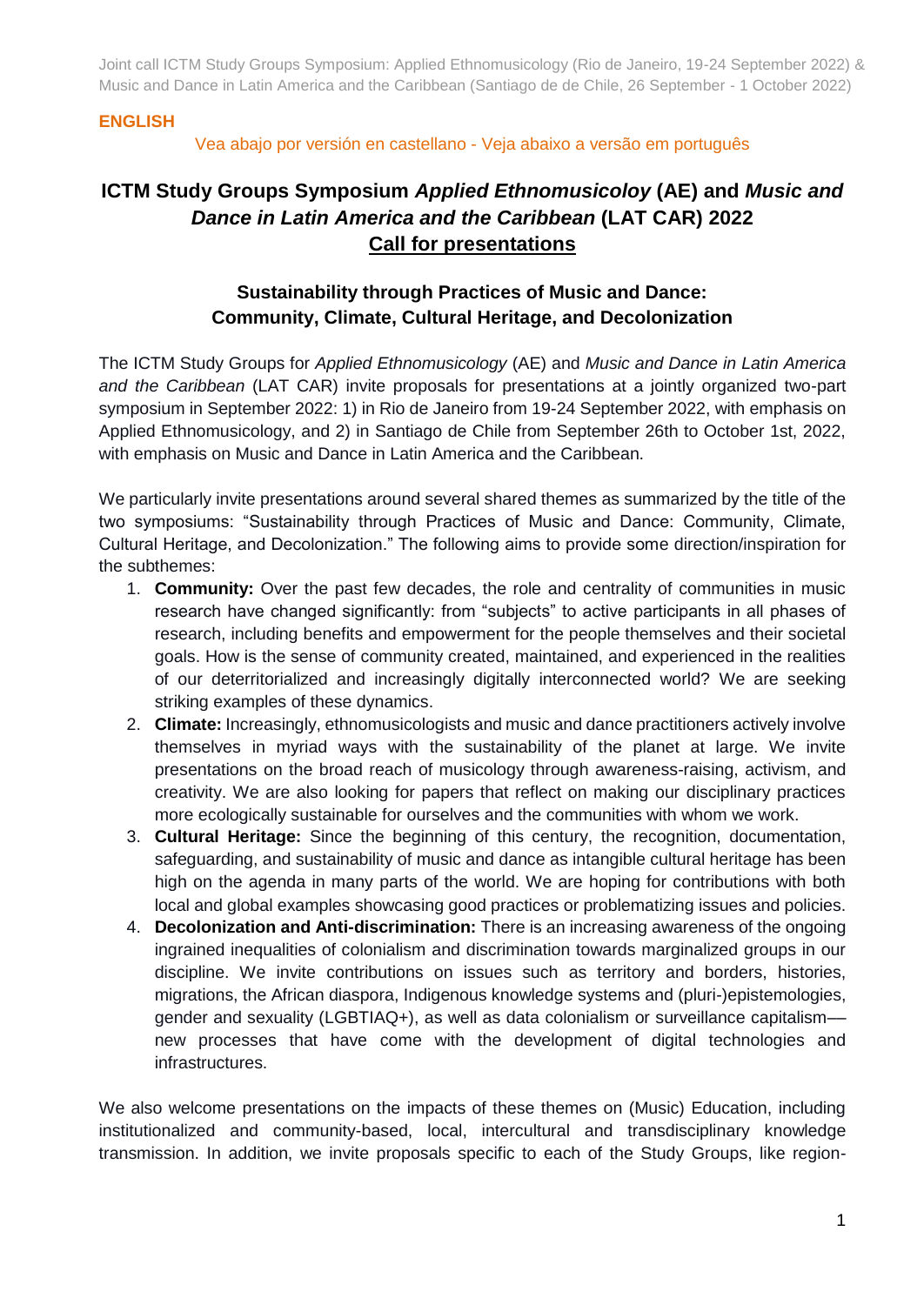**ENGLISH**

Vea abajo por versión en castellano - Veja abaixo a versão em português

# ICTM Study Groups Symposium *Applied Ethnomusicoloy* (AE) and *Music and Dance in Latin America and the Caribbean* (LAT CAR) 2022
## Call for presentations

### Sustainability through Practices of Music and Dance: Community, Climate, Cultural Heritage, and Decolonization

The ICTM Study Groups for *Applied Ethnomusicology* (AE) and *Music and Dance in Latin America and the Caribbean* (LAT CAR) invite proposals for presentations at a jointly organized two-part symposium in September 2022: 1) in Rio de Janeiro from 19-24 September 2022, with emphasis on Applied Ethnomusicology, and 2) in Santiago de Chile from September 26th to October 1st, 2022, with emphasis on Music and Dance in Latin America and the Caribbean.

We particularly invite presentations around several shared themes as summarized by the title of the two symposiums: "Sustainability through Practices of Music and Dance: Community, Climate, Cultural Heritage, and Decolonization." The following aims to provide some direction/inspiration for the subthemes:

1. **Community:** Over the past few decades, the role and centrality of communities in music research have changed significantly: from "subjects" to active participants in all phases of research, including benefits and empowerment for the people themselves and their societal goals. How is the sense of community created, maintained, and experienced in the realities of our deterritorialized and increasingly digitally interconnected world? We are seeking striking examples of these dynamics.
2. **Climate:** Increasingly, ethnomusicologists and music and dance practitioners actively involve themselves in myriad ways with the sustainability of the planet at large. We invite presentations on the broad reach of musicology through awareness-raising, activism, and creativity. We are also looking for papers that reflect on making our disciplinary practices more ecologically sustainable for ourselves and the communities with whom we work.
3. **Cultural Heritage:** Since the beginning of this century, the recognition, documentation, safeguarding, and sustainability of music and dance as intangible cultural heritage has been high on the agenda in many parts of the world. We are hoping for contributions with both local and global examples showcasing good practices or problematizing issues and policies.
4. **Decolonization and Anti-discrimination:** There is an increasing awareness of the ongoing ingrained inequalities of colonialism and discrimination towards marginalized groups in our discipline. We invite contributions on issues such as territory and borders, histories, migrations, the African diaspora, Indigenous knowledge systems and (pluri-)epistemologies, gender and sexuality (LGBTIAQ+), as well as data colonialism or surveillance capitalism—new processes that have come with the development of digital technologies and infrastructures.

We also welcome presentations on the impacts of these themes on (Music) Education, including institutionalized and community-based, local, intercultural and transdisciplinary knowledge transmission. In addition, we invite proposals specific to each of the Study Groups, like region-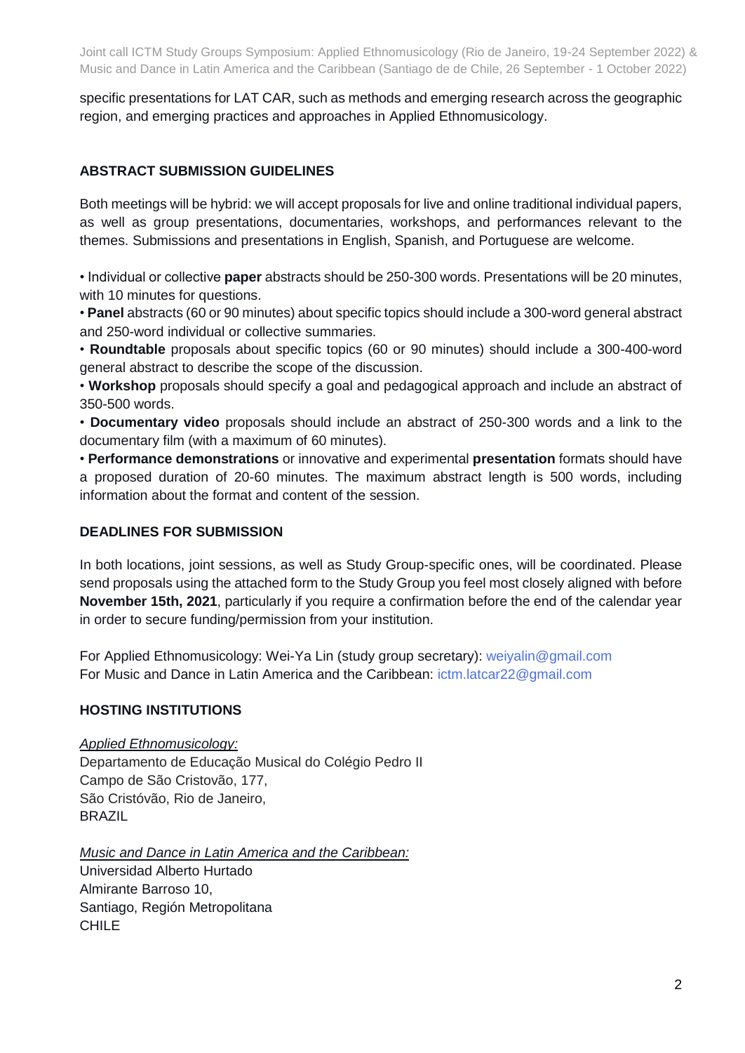specific presentations for LAT CAR, such as methods and emerging research across the geographic region, and emerging practices and approaches in Applied Ethnomusicology.

## ABSTRACT SUBMISSION GUIDELINES

Both meetings will be hybrid: we will accept proposals for live and online traditional individual papers, as well as group presentations, documentaries, workshops, and performances relevant to the themes. Submissions and presentations in English, Spanish, and Portuguese are welcome.

- Individual or collective **paper** abstracts should be 250-300 words. Presentations will be 20 minutes, with 10 minutes for questions.
- **Panel** abstracts (60 or 90 minutes) about specific topics should include a 300-word general abstract and 250-word individual or collective summaries.
- **Roundtable** proposals about specific topics (60 or 90 minutes) should include a 300-400-word general abstract to describe the scope of the discussion.
- **Workshop** proposals should specify a goal and pedagogical approach and include an abstract of 350-500 words.
- **Documentary video** proposals should include an abstract of 250-300 words and a link to the documentary film (with a maximum of 60 minutes).
- **Performance demonstrations** or innovative and experimental **presentation** formats should have a proposed duration of 20-60 minutes. The maximum abstract length is 500 words, including information about the format and content of the session.

## DEADLINES FOR SUBMISSION

In both locations, joint sessions, as well as Study Group-specific ones, will be coordinated. Please send proposals using the attached form to the Study Group you feel most closely aligned with before **November 15th, 2021**, particularly if you require a confirmation before the end of the calendar year in order to secure funding/permission from your institution.

For Applied Ethnomusicology: Wei-Ya Lin (study group secretary): weiyalin@gmail.com
For Music and Dance in Latin America and the Caribbean: ictm.latcar22@gmail.com

## HOSTING INSTITUTIONS

*Applied Ethnomusicology:*
Departamento de Educação Musical do Colégio Pedro II
Campo de São Cristovão, 177,
São Cristóvão, Rio de Janeiro,
BRAZIL

*Music and Dance in Latin America and the Caribbean:*
Universidad Alberto Hurtado
Almirante Barroso 10,
Santiago, Región Metropolitana
CHILE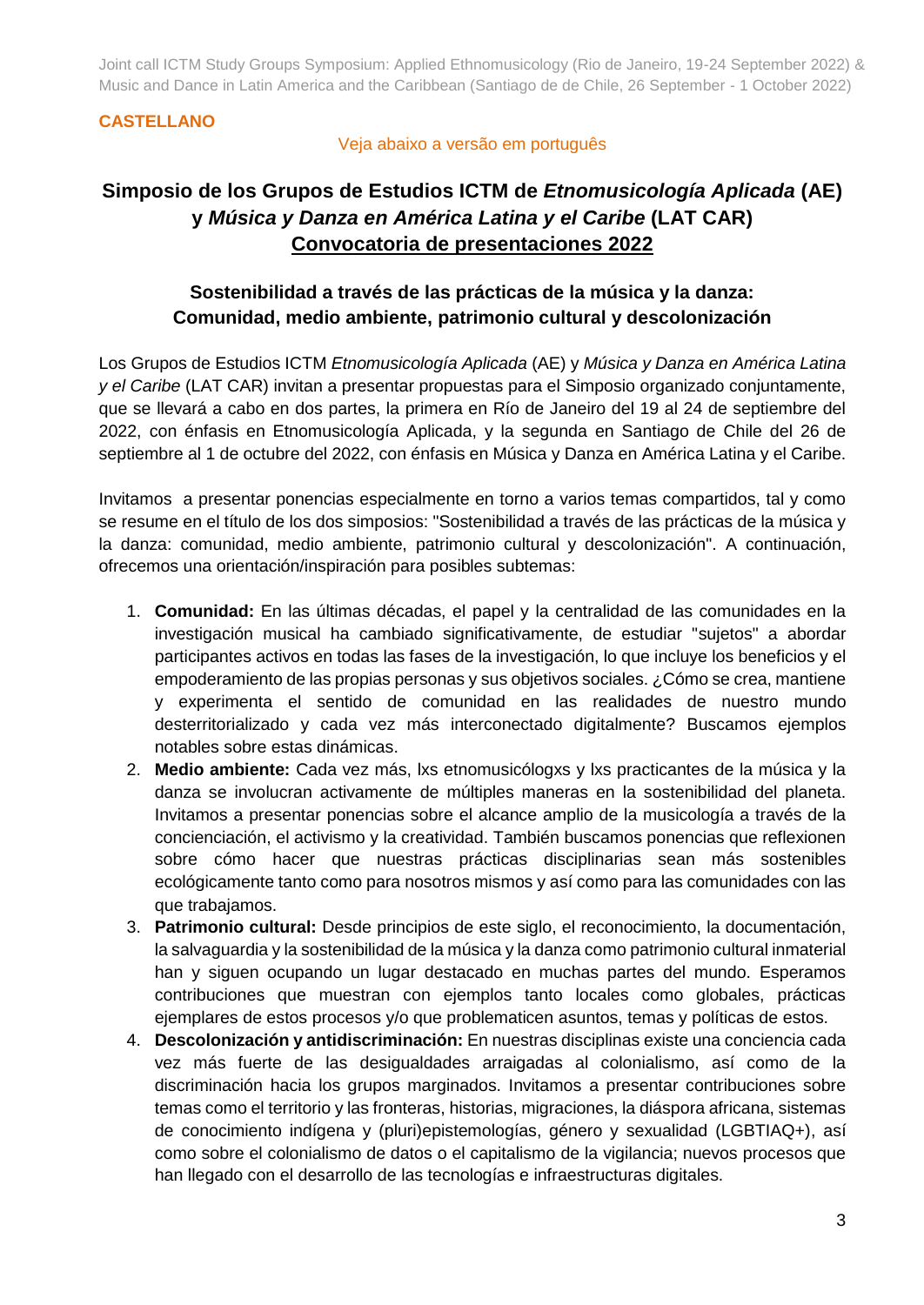**CASTELLANO**

Veja abaixo a versão em português

## Simposio de los Grupos de Estudios ICTM de *Etnomusicología Aplicada* (AE) y *Música y Danza en América Latina y el Caribe* (LAT CAR)
## Convocatoria de presentaciones 2022

### Sostenibilidad a través de las prácticas de la música y la danza: Comunidad, medio ambiente, patrimonio cultural y descolonización

Los Grupos de Estudios ICTM *Etnomusicología Aplicada* (AE) y *Música y Danza en América Latina y el Caribe* (LAT CAR) invitan a presentar propuestas para el Simposio organizado conjuntamente, que se llevará a cabo en dos partes, la primera en Río de Janeiro del 19 al 24 de septiembre del 2022, con énfasis en Etnomusicología Aplicada, y la segunda en Santiago de Chile del 26 de septiembre al 1 de octubre del 2022, con énfasis en Música y Danza en América Latina y el Caribe.

Invitamos a presentar ponencias especialmente en torno a varios temas compartidos, tal y como se resume en el título de los dos simposios: "Sostenibilidad a través de las prácticas de la música y la danza: comunidad, medio ambiente, patrimonio cultural y descolonización". A continuación, ofrecemos una orientación/inspiración para posibles subtemas:

1. **Comunidad:** En las últimas décadas, el papel y la centralidad de las comunidades en la investigación musical ha cambiado significativamente, de estudiar "sujetos" a abordar participantes activos en todas las fases de la investigación, lo que incluye los beneficios y el empoderamiento de las propias personas y sus objetivos sociales. ¿Cómo se crea, mantiene y experimenta el sentido de comunidad en las realidades de nuestro mundo desterritorializado y cada vez más interconectado digitalmente? Buscamos ejemplos notables sobre estas dinámicas.
2. **Medio ambiente:** Cada vez más, lxs etnomusicólogxs y lxs practicantes de la música y la danza se involucran activamente de múltiples maneras en la sostenibilidad del planeta. Invitamos a presentar ponencias sobre el alcance amplio de la musicología a través de la concienciación, el activismo y la creatividad. También buscamos ponencias que reflexionen sobre cómo hacer que nuestras prácticas disciplinarias sean más sostenibles ecológicamente tanto como para nosotros mismos y así como para las comunidades con las que trabajamos.
3. **Patrimonio cultural:** Desde principios de este siglo, el reconocimiento, la documentación, la salvaguardia y la sostenibilidad de la música y la danza como patrimonio cultural inmaterial han y siguen ocupando un lugar destacado en muchas partes del mundo. Esperamos contribuciones que muestran con ejemplos tanto locales como globales, prácticas ejemplares de estos procesos y/o que problematicen asuntos, temas y políticas de estos.
4. **Descolonización y antidiscriminación:** En nuestras disciplinas existe una conciencia cada vez más fuerte de las desigualdades arraigadas al colonialismo, así como de la discriminación hacia los grupos marginados. Invitamos a presentar contribuciones sobre temas como el territorio y las fronteras, historias, migraciones, la diáspora africana, sistemas de conocimiento indígena y (pluri)epistemologías, género y sexualidad (LGBTIAQ+), así como sobre el colonialismo de datos o el capitalismo de la vigilancia; nuevos procesos que han llegado con el desarrollo de las tecnologías e infraestructuras digitales.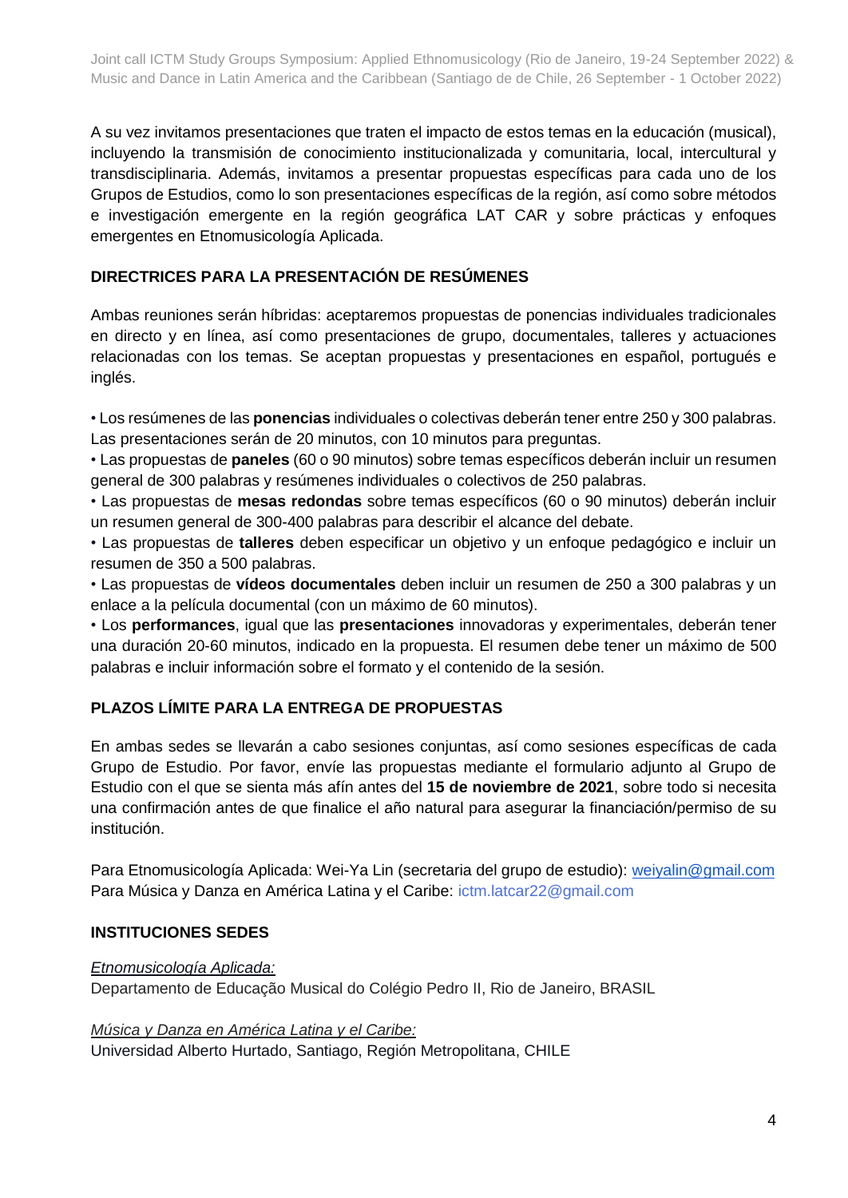A su vez invitamos presentaciones que traten el impacto de estos temas en la educación (musical), incluyendo la transmisión de conocimiento institucionalizada y comunitaria, local, intercultural y transdisciplinaria. Además, invitamos a presentar propuestas específicas para cada uno de los Grupos de Estudios, como lo son presentaciones específicas de la región, así como sobre métodos e investigación emergente en la región geográfica LAT CAR y sobre prácticas y enfoques emergentes en Etnomusicología Aplicada.

## DIRECTRICES PARA LA PRESENTACIÓN DE RESÚMENES

Ambas reuniones serán híbridas: aceptaremos propuestas de ponencias individuales tradicionales en directo y en línea, así como presentaciones de grupo, documentales, talleres y actuaciones relacionadas con los temas. Se aceptan propuestas y presentaciones en español, portugués e inglés.

- Los resúmenes de las **ponencias** individuales o colectivas deberán tener entre 250 y 300 palabras. Las presentaciones serán de 20 minutos, con 10 minutos para preguntas.
- Las propuestas de **paneles** (60 o 90 minutos) sobre temas específicos deberán incluir un resumen general de 300 palabras y resúmenes individuales o colectivos de 250 palabras.
- Las propuestas de **mesas redondas** sobre temas específicos (60 o 90 minutos) deberán incluir un resumen general de 300-400 palabras para describir el alcance del debate.
- Las propuestas de **talleres** deben especificar un objetivo y un enfoque pedagógico e incluir un resumen de 350 a 500 palabras.
- Las propuestas de **vídeos documentales** deben incluir un resumen de 250 a 300 palabras y un enlace a la película documental (con un máximo de 60 minutos).
- Los **performances**, igual que las **presentaciones** innovadoras y experimentales, deberán tener una duración 20-60 minutos, indicado en la propuesta. El resumen debe tener un máximo de 500 palabras e incluir información sobre el formato y el contenido de la sesión.

## PLAZOS LÍMITE PARA LA ENTREGA DE PROPUESTAS

En ambas sedes se llevarán a cabo sesiones conjuntas, así como sesiones específicas de cada Grupo de Estudio. Por favor, envíe las propuestas mediante el formulario adjunto al Grupo de Estudio con el que se sienta más afín antes del **15 de noviembre de 2021**, sobre todo si necesita una confirmación antes de que finalice el año natural para asegurar la financiación/permiso de su institución.

Para Etnomusicología Aplicada: Wei-Ya Lin (secretaria del grupo de estudio): weiyalin@gmail.com
Para Música y Danza en América Latina y el Caribe: ictm.latcar22@gmail.com

## INSTITUCIONES SEDES

*Etnomusicología Aplicada:*
Departamento de Educação Musical do Colégio Pedro II, Rio de Janeiro, BRASIL

*Música y Danza en América Latina y el Caribe:*
Universidad Alberto Hurtado, Santiago, Región Metropolitana, CHILE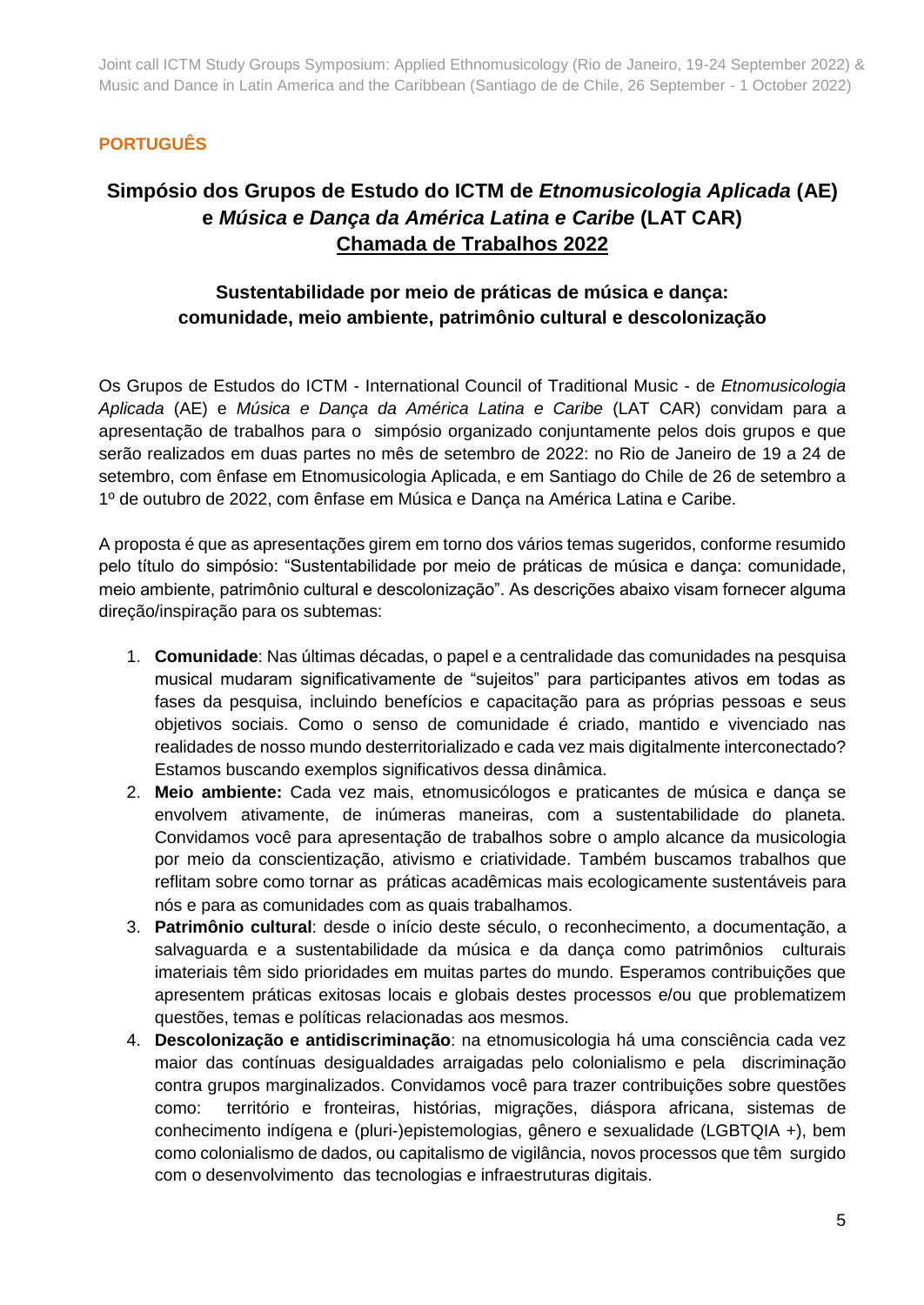**PORTUGUÊS**

## Simpósio dos Grupos de Estudo do ICTM de *Etnomusicologia Aplicada* (AE) e *Música e Dança da América Latina e Caribe* (LAT CAR)

## <u>Chamada de Trabalhos 2022</u>

### Sustentabilidade por meio de práticas de música e dança: comunidade, meio ambiente, patrimônio cultural e descolonização

Os Grupos de Estudos do ICTM - International Council of Traditional Music - de *Etnomusicologia Aplicada* (AE) e *Música e Dança da América Latina e Caribe* (LAT CAR) convidam para a apresentação de trabalhos para o simpósio organizado conjuntamente pelos dois grupos e que serão realizados em duas partes no mês de setembro de 2022: no Rio de Janeiro de 19 a 24 de setembro, com ênfase em Etnomusicologia Aplicada, e em Santiago do Chile de 26 de setembro a 1º de outubro de 2022, com ênfase em Música e Dança na América Latina e Caribe.

A proposta é que as apresentações girem em torno dos vários temas sugeridos, conforme resumido pelo título do simpósio: "Sustentabilidade por meio de práticas de música e dança: comunidade, meio ambiente, patrimônio cultural e descolonização". As descrições abaixo visam fornecer alguma direção/inspiração para os subtemas:

1. **Comunidade**: Nas últimas décadas, o papel e a centralidade das comunidades na pesquisa musical mudaram significativamente de "sujeitos" para participantes ativos em todas as fases da pesquisa, incluindo benefícios e capacitação para as próprias pessoas e seus objetivos sociais. Como o senso de comunidade é criado, mantido e vivenciado nas realidades de nosso mundo desterritorializado e cada vez mais digitalmente interconectado? Estamos buscando exemplos significativos dessa dinâmica.
2. **Meio ambiente:** Cada vez mais, etnomusicólogos e praticantes de música e dança se envolvem ativamente, de inúmeras maneiras, com a sustentabilidade do planeta. Convidamos você para apresentação de trabalhos sobre o amplo alcance da musicologia por meio da conscientização, ativismo e criatividade. Também buscamos trabalhos que reflitam sobre como tornar as práticas acadêmicas mais ecologicamente sustentáveis para nós e para as comunidades com as quais trabalhamos.
3. **Patrimônio cultural**: desde o início deste século, o reconhecimento, a documentação, a salvaguarda e a sustentabilidade da música e da dança como patrimônios culturais imateriais têm sido prioridades em muitas partes do mundo. Esperamos contribuições que apresentem práticas exitosas locais e globais destes processos e/ou que problematizem questões, temas e políticas relacionadas aos mesmos.
4. **Descolonização e antidiscriminação**: na etnomusicologia há uma consciência cada vez maior das contínuas desigualdades arraigadas pelo colonialismo e pela discriminação contra grupos marginalizados. Convidamos você para trazer contribuições sobre questões como: território e fronteiras, histórias, migrações, diáspora africana, sistemas de conhecimento indígena e (pluri-)epistemologias, gênero e sexualidade (LGBTQIA +), bem como colonialismo de dados, ou capitalismo de vigilância, novos processos que têm surgido com o desenvolvimento das tecnologias e infraestruturas digitais.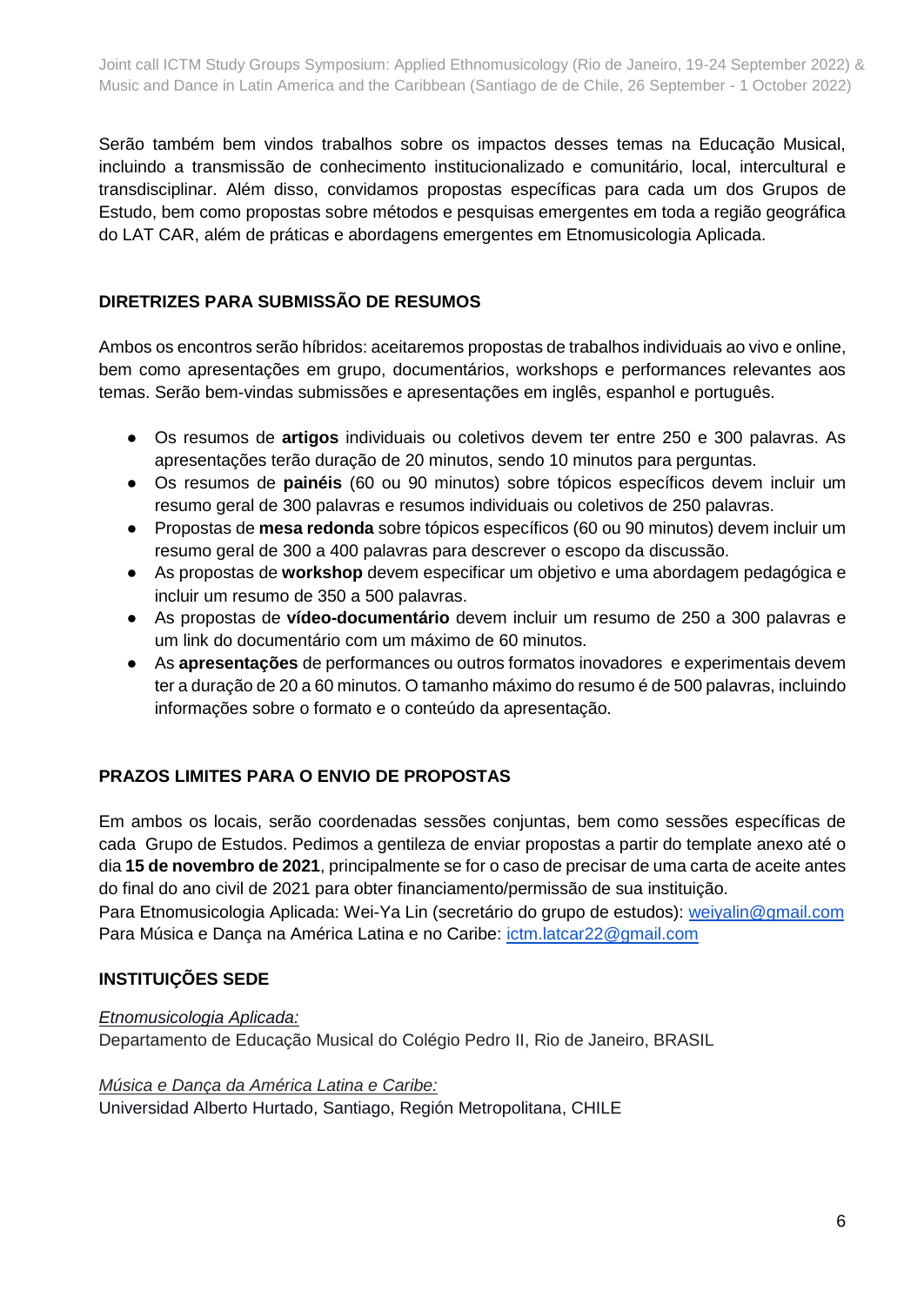Serão também bem vindos trabalhos sobre os impactos desses temas na Educação Musical, incluindo a transmissão de conhecimento institucionalizado e comunitário, local, intercultural e transdisciplinar. Além disso, convidamos propostas específicas para cada um dos Grupos de Estudo, bem como propostas sobre métodos e pesquisas emergentes em toda a região geográfica do LAT CAR, além de práticas e abordagens emergentes em Etnomusicologia Aplicada.

## DIRETRIZES PARA SUBMISSÃO DE RESUMOS

Ambos os encontros serão híbridos: aceitaremos propostas de trabalhos individuais ao vivo e online, bem como apresentações em grupo, documentários, workshops e performances relevantes aos temas. Serão bem-vindas submissões e apresentações em inglês, espanhol e português.

- Os resumos de **artigos** individuais ou coletivos devem ter entre 250 e 300 palavras. As apresentações terão duração de 20 minutos, sendo 10 minutos para perguntas.
- Os resumos de **painéis** (60 ou 90 minutos) sobre tópicos específicos devem incluir um resumo geral de 300 palavras e resumos individuais ou coletivos de 250 palavras.
- Propostas de **mesa redonda** sobre tópicos específicos (60 ou 90 minutos) devem incluir um resumo geral de 300 a 400 palavras para descrever o escopo da discussão.
- As propostas de **workshop** devem especificar um objetivo e uma abordagem pedagógica e incluir um resumo de 350 a 500 palavras.
- As propostas de **vídeo-documentário** devem incluir um resumo de 250 a 300 palavras e um link do documentário com um máximo de 60 minutos.
- As **apresentações** de performances ou outros formatos inovadores e experimentais devem ter a duração de 20 a 60 minutos. O tamanho máximo do resumo é de 500 palavras, incluindo informações sobre o formato e o conteúdo da apresentação.

## PRAZOS LIMITES PARA O ENVIO DE PROPOSTAS

Em ambos os locais, serão coordenadas sessões conjuntas, bem como sessões específicas de cada Grupo de Estudos. Pedimos a gentileza de enviar propostas a partir do template anexo até o dia **15 de novembro de 2021**, principalmente se for o caso de precisar de uma carta de aceite antes do final do ano civil de 2021 para obter financiamento/permissão de sua instituição.
Para Etnomusicologia Aplicada: Wei-Ya Lin (secretário do grupo de estudos): weiyalin@gmail.com
Para Música e Dança na América Latina e no Caribe: ictm.latcar22@gmail.com

## INSTITUIÇÕES SEDE

*Etnomusicologia Aplicada:*
Departamento de Educação Musical do Colégio Pedro II, Rio de Janeiro, BRASIL

*Música e Dança da América Latina e Caribe:*
Universidad Alberto Hurtado, Santiago, Región Metropolitana, CHILE